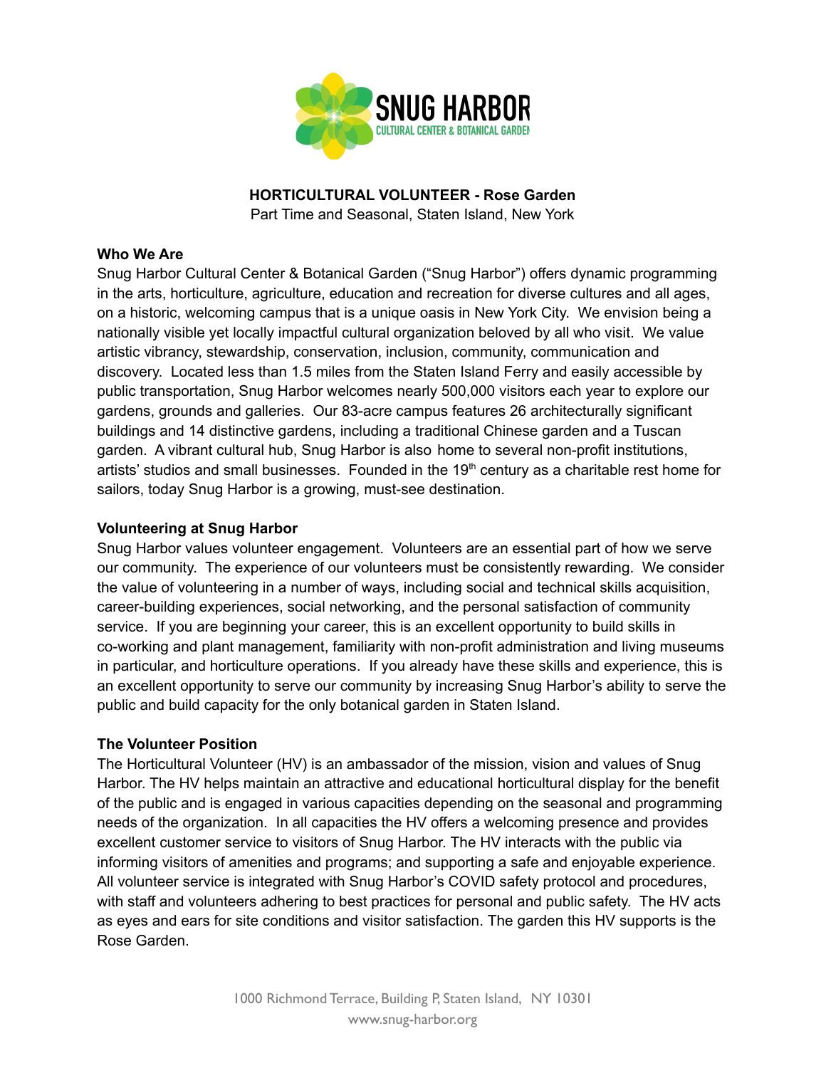# HORTICULTURAL VOLUNTEER - Rose Garden

Part Time and Seasonal, Staten Island, New York

## Who We Are

Snug Harbor Cultural Center & Botanical Garden ("Snug Harbor") offers dynamic programming in the arts, horticulture, agriculture, education and recreation for diverse cultures and all ages, on a historic, welcoming campus that is a unique oasis in New York City. We envision being a nationally visible yet locally impactful cultural organization beloved by all who visit. We value artistic vibrancy, stewardship, conservation, inclusion, community, communication and discovery. Located less than 1.5 miles from the Staten Island Ferry and easily accessible by public transportation, Snug Harbor welcomes nearly 500,000 visitors each year to explore our gardens, grounds and galleries. Our 83-acre campus features 26 architecturally significant buildings and 14 distinctive gardens, including a traditional Chinese garden and a Tuscan garden. A vibrant cultural hub, Snug Harbor is also home to several non-profit institutions, artists' studios and small businesses. Founded in the 19th century as a charitable rest home for sailors, today Snug Harbor is a growing, must-see destination.

## Volunteering at Snug Harbor

Snug Harbor values volunteer engagement. Volunteers are an essential part of how we serve our community. The experience of our volunteers must be consistently rewarding. We consider the value of volunteering in a number of ways, including social and technical skills acquisition, career-building experiences, social networking, and the personal satisfaction of community service. If you are beginning your career, this is an excellent opportunity to build skills in co-working and plant management, familiarity with non-profit administration and living museums in particular, and horticulture operations. If you already have these skills and experience, this is an excellent opportunity to serve our community by increasing Snug Harbor's ability to serve the public and build capacity for the only botanical garden in Staten Island.

## The Volunteer Position

The Horticultural Volunteer (HV) is an ambassador of the mission, vision and values of Snug Harbor. The HV helps maintain an attractive and educational horticultural display for the benefit of the public and is engaged in various capacities depending on the seasonal and programming needs of the organization. In all capacities the HV offers a welcoming presence and provides excellent customer service to visitors of Snug Harbor. The HV interacts with the public via informing visitors of amenities and programs; and supporting a safe and enjoyable experience. All volunteer service is integrated with Snug Harbor's COVID safety protocol and procedures, with staff and volunteers adhering to best practices for personal and public safety. The HV acts as eyes and ears for site conditions and visitor satisfaction. The garden this HV supports is the Rose Garden.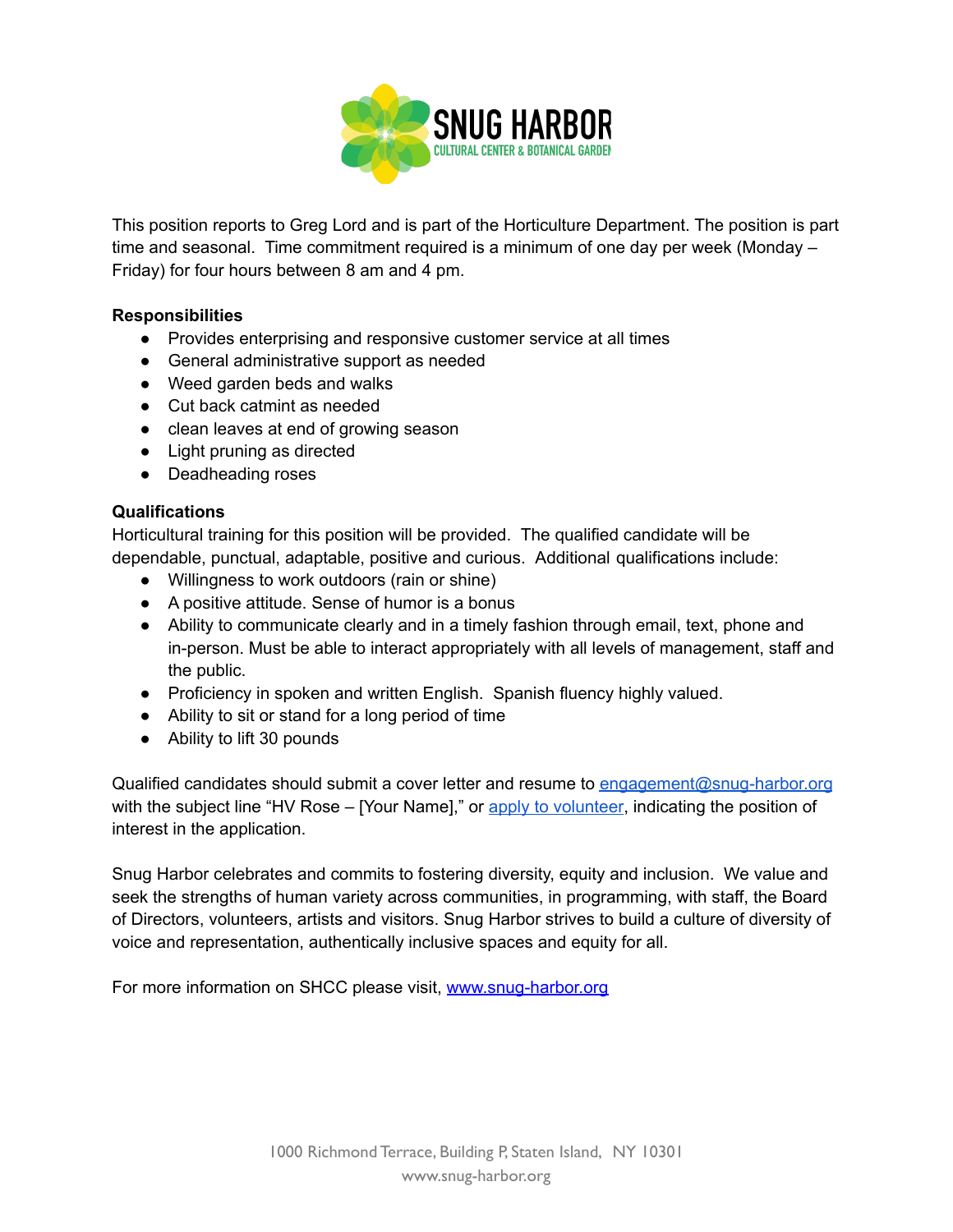SNUG HARBOR
CULTURAL CENTER & BOTANICAL GARDEN

This position reports to Greg Lord and is part of the Horticulture Department. The position is part time and seasonal. Time commitment required is a minimum of one day per week (Monday – Friday) for four hours between 8 am and 4 pm.

**Responsibilities**

- Provides enterprising and responsive customer service at all times
- General administrative support as needed
- Weed garden beds and walks
- Cut back catmint as needed
- clean leaves at end of growing season
- Light pruning as directed
- Deadheading roses

**Qualifications**

Horticultural training for this position will be provided. The qualified candidate will be dependable, punctual, adaptable, positive and curious. Additional qualifications include:

- Willingness to work outdoors (rain or shine)
- A positive attitude. Sense of humor is a bonus
- Ability to communicate clearly and in a timely fashion through email, text, phone and in-person. Must be able to interact appropriately with all levels of management, staff and the public.
- Proficiency in spoken and written English. Spanish fluency highly valued.
- Ability to sit or stand for a long period of time
- Ability to lift 30 pounds

Qualified candidates should submit a cover letter and resume to engagement@snug-harbor.org with the subject line "HV Rose – [Your Name]," or apply to volunteer, indicating the position of interest in the application.

Snug Harbor celebrates and commits to fostering diversity, equity and inclusion. We value and seek the strengths of human variety across communities, in programming, with staff, the Board of Directors, volunteers, artists and visitors. Snug Harbor strives to build a culture of diversity of voice and representation, authentically inclusive spaces and equity for all.

For more information on SHCC please visit, www.snug-harbor.org

1000 Richmond Terrace, Building P, Staten Island, NY 10301
www.snug-harbor.org